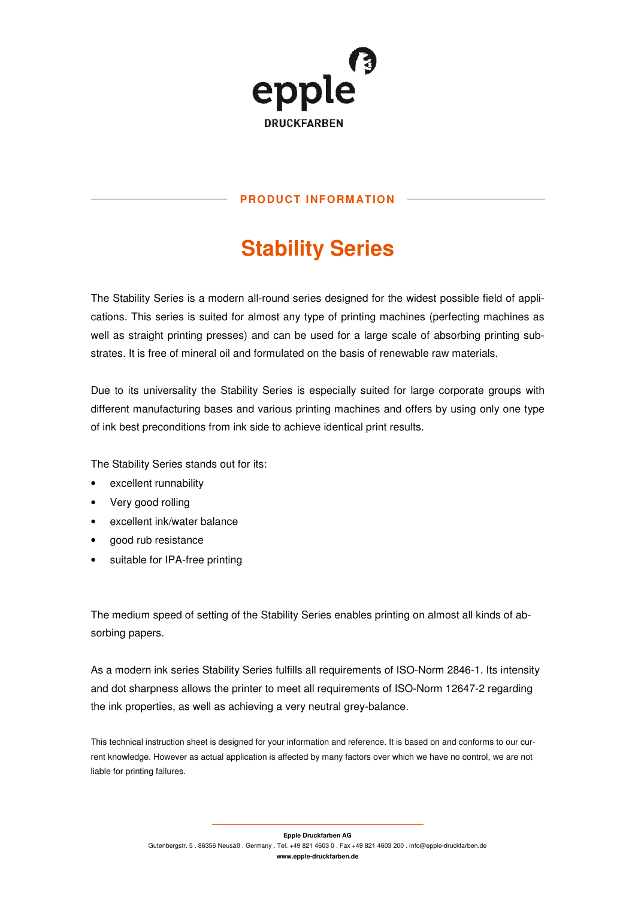epple

DRUCKFARBEN

## PRODUCT INFORMATION

# Stability Series

The Stability Series is a modern all-round series designed for the widest possible field of applications. This series is suited for almost any type of printing machines (perfecting machines as well as straight printing presses) and can be used for a large scale of absorbing printing substrates. It is free of mineral oil and formulated on the basis of renewable raw materials.

Due to its universality the Stability Series is especially suited for large corporate groups with different manufacturing bases and various printing machines and offers by using only one type of ink best preconditions from ink side to achieve identical print results.

The Stability Series stands out for its:

- excellent runnability
- Very good rolling
- excellent ink/water balance
- good rub resistance
- suitable for IPA-free printing

The medium speed of setting of the Stability Series enables printing on almost all kinds of absorbing papers.

As a modern ink series Stability Series fulfills all requirements of ISO-Norm 2846-1. Its intensity and dot sharpness allows the printer to meet all requirements of ISO-Norm 12647-2 regarding the ink properties, as well as achieving a very neutral grey-balance.

This technical instruction sheet is designed for your information and reference. It is based on and conforms to our current knowledge. However as actual application is affected by many factors over which we have no control, we are not liable for printing failures.

**Epple Druckfarben AG**

Gutenbergstr. 5 . 86356 Neusäß . Germany . Tel. +49 821 4603 0 . Fax +49 821 4603 200 . info@epple-druckfarben.de

**www.epple-druckfarben.de**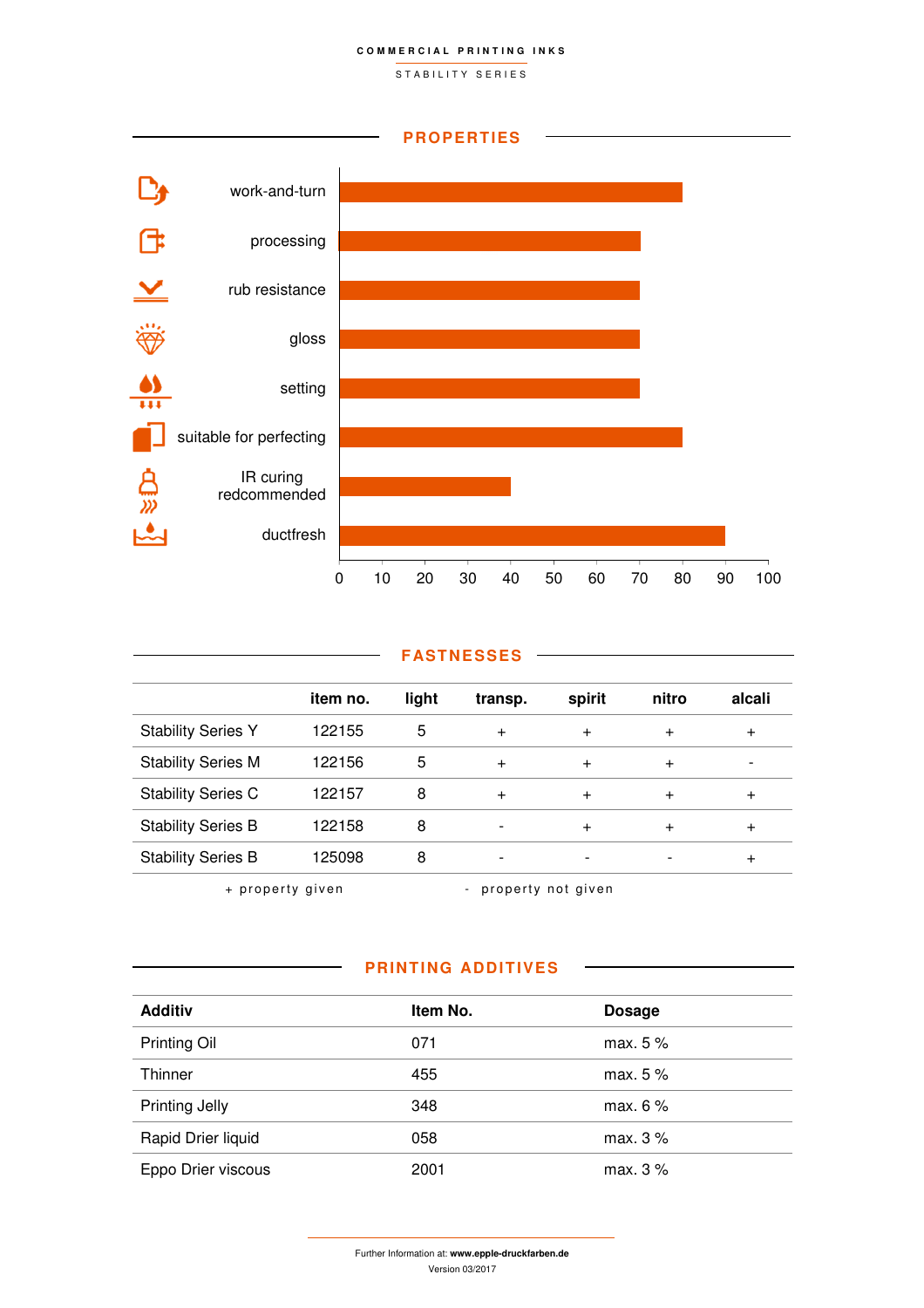COMMERCIAL PRINTING INKS

STABILITY SERIES

## PROPERTIES

work-and-turn

processing

rub resistance

gloss

setting

suitable for perfecting

IR curing redcommended

ductfresh

0 10 20 30 40 50 60 70 80 90 100

## FASTNESSES

| | item no. | light | transp. | spirit | nitro | alcali |
|---|---|---|---|---|---|---|
| Stability Series Y | 122155 | 5 | + | + | + | + |
| Stability Series M | 122156 | 5 | + | + | + | - |
| Stability Series C | 122157 | 8 | + | + | + | + |
| Stability Series B | 122158 | 8 | - | + | + | + |
| Stability Series B | 125098 | 8 | - | - | - | + |

+ property given - property not given

## PRINTING ADDITIVES

| Additiv | Item No. | Dosage |
|---|---|---|
| Printing Oil | 071 | max. 5 % |
| Thinner | 455 | max. 5 % |
| Printing Jelly | 348 | max. 6 % |
| Rapid Drier liquid | 058 | max. 3 % |
| Eppo Drier viscous | 2001 | max. 3 % |

Further Information at: **www.epple-druckfarben.de**

Version 03/2017